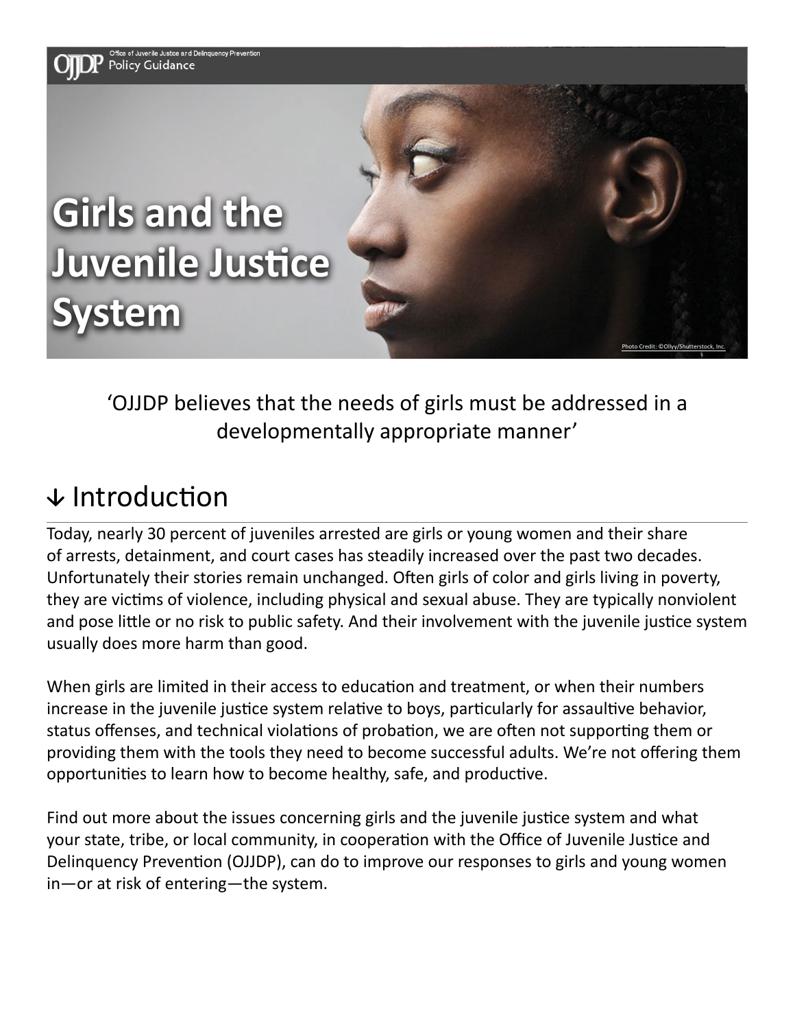Office of Juvenile Justice and Delinquency Prevention
OJJDP Policy Guidance

# Girls and the Juvenile Justice System

Photo Credit: ©Ollyy/Shutterstock, Inc.

'OJJDP believes that the needs of girls must be addressed in a developmentally appropriate manner'

## ↓ Introduction

Today, nearly 30 percent of juveniles arrested are girls or young women and their share of arrests, detainment, and court cases has steadily increased over the past two decades. Unfortunately their stories remain unchanged. Often girls of color and girls living in poverty, they are victims of violence, including physical and sexual abuse. They are typically nonviolent and pose little or no risk to public safety. And their involvement with the juvenile justice system usually does more harm than good.

When girls are limited in their access to education and treatment, or when their numbers increase in the juvenile justice system relative to boys, particularly for assaultive behavior, status offenses, and technical violations of probation, we are often not supporting them or providing them with the tools they need to become successful adults. We're not offering them opportunities to learn how to become healthy, safe, and productive.

Find out more about the issues concerning girls and the juvenile justice system and what your state, tribe, or local community, in cooperation with the Office of Juvenile Justice and Delinquency Prevention (OJJDP), can do to improve our responses to girls and young women in—or at risk of entering—the system.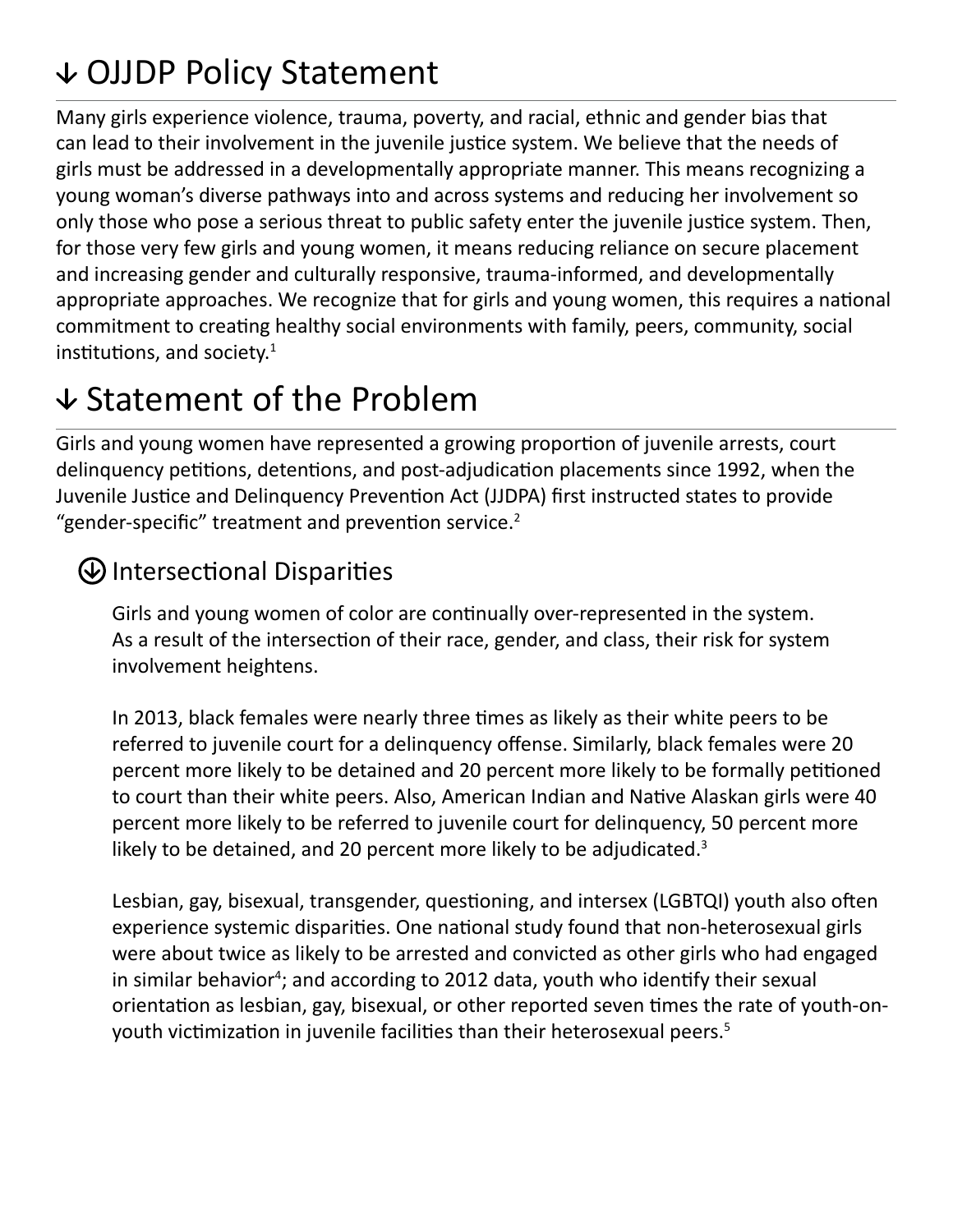# ↓ OJJDP Policy Statement

Many girls experience violence, trauma, poverty, and racial, ethnic and gender bias that can lead to their involvement in the juvenile justice system. We believe that the needs of girls must be addressed in a developmentally appropriate manner. This means recognizing a young woman's diverse pathways into and across systems and reducing her involvement so only those who pose a serious threat to public safety enter the juvenile justice system. Then, for those very few girls and young women, it means reducing reliance on secure placement and increasing gender and culturally responsive, trauma-informed, and developmentally appropriate approaches. We recognize that for girls and young women, this requires a national commitment to creating healthy social environments with family, peers, community, social institutions, and society.[1]

# ↓ Statement of the Problem

Girls and young women have represented a growing proportion of juvenile arrests, court delinquency petitions, detentions, and post-adjudication placements since 1992, when the Juvenile Justice and Delinquency Prevention Act (JJDPA) first instructed states to provide "gender-specific" treatment and prevention service.[2]

## Intersectional Disparities

Girls and young women of color are continually over-represented in the system. As a result of the intersection of their race, gender, and class, their risk for system involvement heightens.

In 2013, black females were nearly three times as likely as their white peers to be referred to juvenile court for a delinquency offense. Similarly, black females were 20 percent more likely to be detained and 20 percent more likely to be formally petitioned to court than their white peers. Also, American Indian and Native Alaskan girls were 40 percent more likely to be referred to juvenile court for delinquency, 50 percent more likely to be detained, and 20 percent more likely to be adjudicated.[3]

Lesbian, gay, bisexual, transgender, questioning, and intersex (LGBTQI) youth also often experience systemic disparities. One national study found that non-heterosexual girls were about twice as likely to be arrested and convicted as other girls who had engaged in similar behavior[4]; and according to 2012 data, youth who identify their sexual orientation as lesbian, gay, bisexual, or other reported seven times the rate of youth-on-youth victimization in juvenile facilities than their heterosexual peers.[5]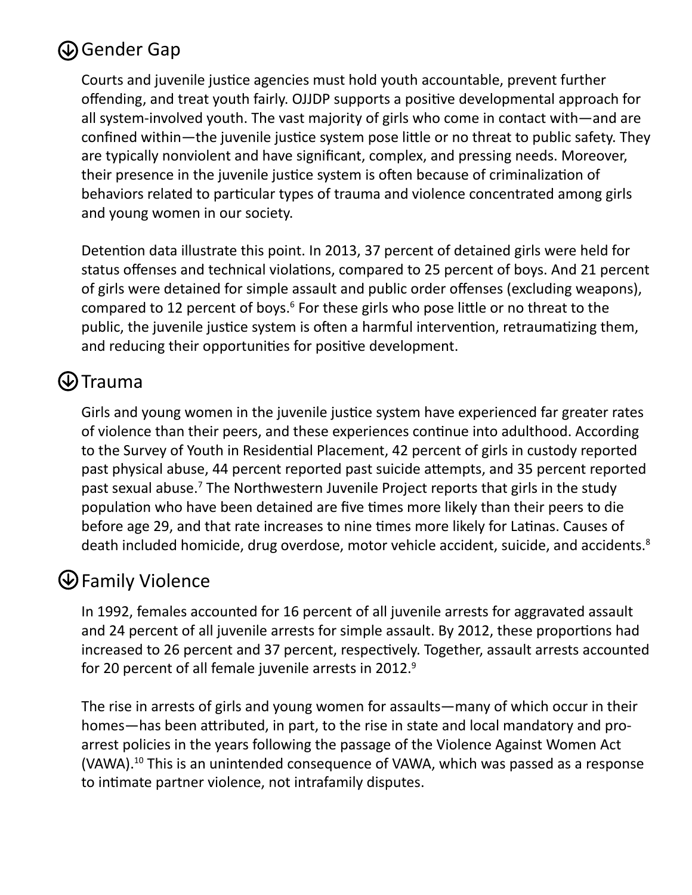## Gender Gap

Courts and juvenile justice agencies must hold youth accountable, prevent further offending, and treat youth fairly. OJJDP supports a positive developmental approach for all system-involved youth. The vast majority of girls who come in contact with—and are confined within—the juvenile justice system pose little or no threat to public safety. They are typically nonviolent and have significant, complex, and pressing needs. Moreover, their presence in the juvenile justice system is often because of criminalization of behaviors related to particular types of trauma and violence concentrated among girls and young women in our society.

Detention data illustrate this point. In 2013, 37 percent of detained girls were held for status offenses and technical violations, compared to 25 percent of boys. And 21 percent of girls were detained for simple assault and public order offenses (excluding weapons), compared to 12 percent of boys.[6] For these girls who pose little or no threat to the public, the juvenile justice system is often a harmful intervention, retraumatizing them, and reducing their opportunities for positive development.

## Trauma

Girls and young women in the juvenile justice system have experienced far greater rates of violence than their peers, and these experiences continue into adulthood. According to the Survey of Youth in Residential Placement, 42 percent of girls in custody reported past physical abuse, 44 percent reported past suicide attempts, and 35 percent reported past sexual abuse.[7] The Northwestern Juvenile Project reports that girls in the study population who have been detained are five times more likely than their peers to die before age 29, and that rate increases to nine times more likely for Latinas. Causes of death included homicide, drug overdose, motor vehicle accident, suicide, and accidents.[8]

## Family Violence

In 1992, females accounted for 16 percent of all juvenile arrests for aggravated assault and 24 percent of all juvenile arrests for simple assault. By 2012, these proportions had increased to 26 percent and 37 percent, respectively. Together, assault arrests accounted for 20 percent of all female juvenile arrests in 2012.[9]

The rise in arrests of girls and young women for assaults—many of which occur in their homes—has been attributed, in part, to the rise in state and local mandatory and pro-arrest policies in the years following the passage of the Violence Against Women Act (VAWA).[10] This is an unintended consequence of VAWA, which was passed as a response to intimate partner violence, not intrafamily disputes.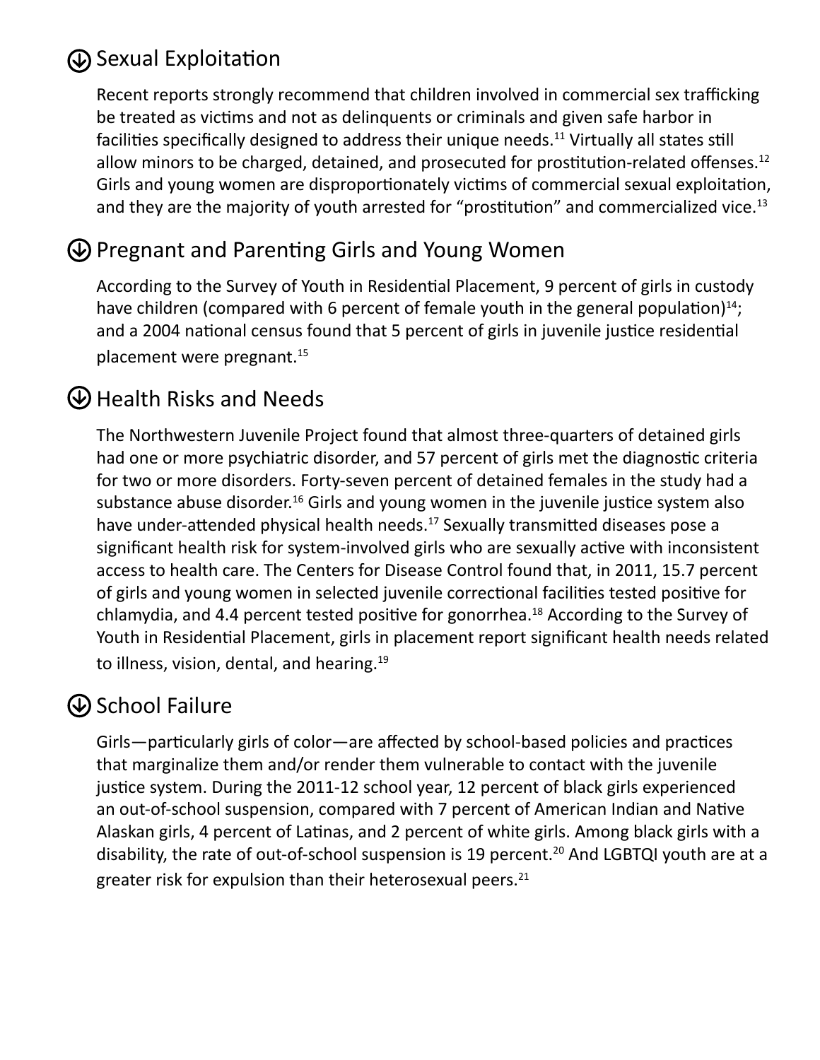## Sexual Exploitation

Recent reports strongly recommend that children involved in commercial sex trafficking be treated as victims and not as delinquents or criminals and given safe harbor in facilities specifically designed to address their unique needs.[11] Virtually all states still allow minors to be charged, detained, and prosecuted for prostitution-related offenses.[12] Girls and young women are disproportionately victims of commercial sexual exploitation, and they are the majority of youth arrested for "prostitution" and commercialized vice.[13]

## Pregnant and Parenting Girls and Young Women

According to the Survey of Youth in Residential Placement, 9 percent of girls in custody have children (compared with 6 percent of female youth in the general population)[14]; and a 2004 national census found that 5 percent of girls in juvenile justice residential placement were pregnant.[15]

## Health Risks and Needs

The Northwestern Juvenile Project found that almost three-quarters of detained girls had one or more psychiatric disorder, and 57 percent of girls met the diagnostic criteria for two or more disorders. Forty-seven percent of detained females in the study had a substance abuse disorder.[16] Girls and young women in the juvenile justice system also have under-attended physical health needs.[17] Sexually transmitted diseases pose a significant health risk for system-involved girls who are sexually active with inconsistent access to health care. The Centers for Disease Control found that, in 2011, 15.7 percent of girls and young women in selected juvenile correctional facilities tested positive for chlamydia, and 4.4 percent tested positive for gonorrhea.[18] According to the Survey of Youth in Residential Placement, girls in placement report significant health needs related to illness, vision, dental, and hearing.[19]

## School Failure

Girls—particularly girls of color—are affected by school-based policies and practices that marginalize them and/or render them vulnerable to contact with the juvenile justice system. During the 2011-12 school year, 12 percent of black girls experienced an out-of-school suspension, compared with 7 percent of American Indian and Native Alaskan girls, 4 percent of Latinas, and 2 percent of white girls. Among black girls with a disability, the rate of out-of-school suspension is 19 percent.[20] And LGBTQI youth are at a greater risk for expulsion than their heterosexual peers.[21]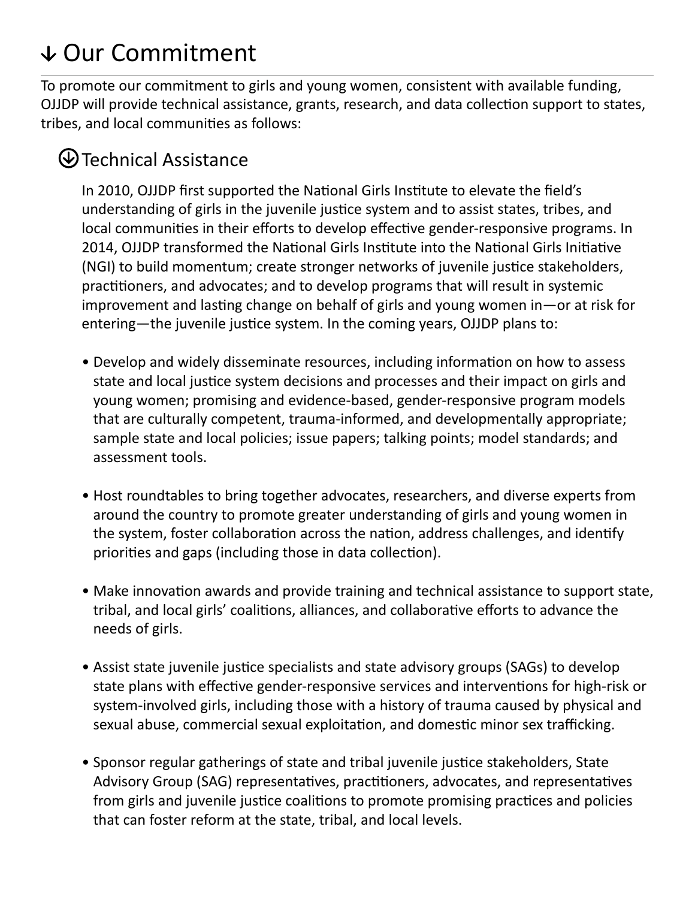# ↓ Our Commitment

To promote our commitment to girls and young women, consistent with available funding, OJJDP will provide technical assistance, grants, research, and data collection support to states, tribes, and local communities as follows:

## Technical Assistance

In 2010, OJJDP first supported the National Girls Institute to elevate the field's understanding of girls in the juvenile justice system and to assist states, tribes, and local communities in their efforts to develop effective gender-responsive programs. In 2014, OJJDP transformed the National Girls Institute into the National Girls Initiative (NGI) to build momentum; create stronger networks of juvenile justice stakeholders, practitioners, and advocates; and to develop programs that will result in systemic improvement and lasting change on behalf of girls and young women in—or at risk for entering—the juvenile justice system. In the coming years, OJJDP plans to:

- Develop and widely disseminate resources, including information on how to assess state and local justice system decisions and processes and their impact on girls and young women; promising and evidence-based, gender-responsive program models that are culturally competent, trauma-informed, and developmentally appropriate; sample state and local policies; issue papers; talking points; model standards; and assessment tools.

- Host roundtables to bring together advocates, researchers, and diverse experts from around the country to promote greater understanding of girls and young women in the system, foster collaboration across the nation, address challenges, and identify priorities and gaps (including those in data collection).

- Make innovation awards and provide training and technical assistance to support state, tribal, and local girls' coalitions, alliances, and collaborative efforts to advance the needs of girls.

- Assist state juvenile justice specialists and state advisory groups (SAGs) to develop state plans with effective gender-responsive services and interventions for high-risk or system-involved girls, including those with a history of trauma caused by physical and sexual abuse, commercial sexual exploitation, and domestic minor sex trafficking.

- Sponsor regular gatherings of state and tribal juvenile justice stakeholders, State Advisory Group (SAG) representatives, practitioners, advocates, and representatives from girls and juvenile justice coalitions to promote promising practices and policies that can foster reform at the state, tribal, and local levels.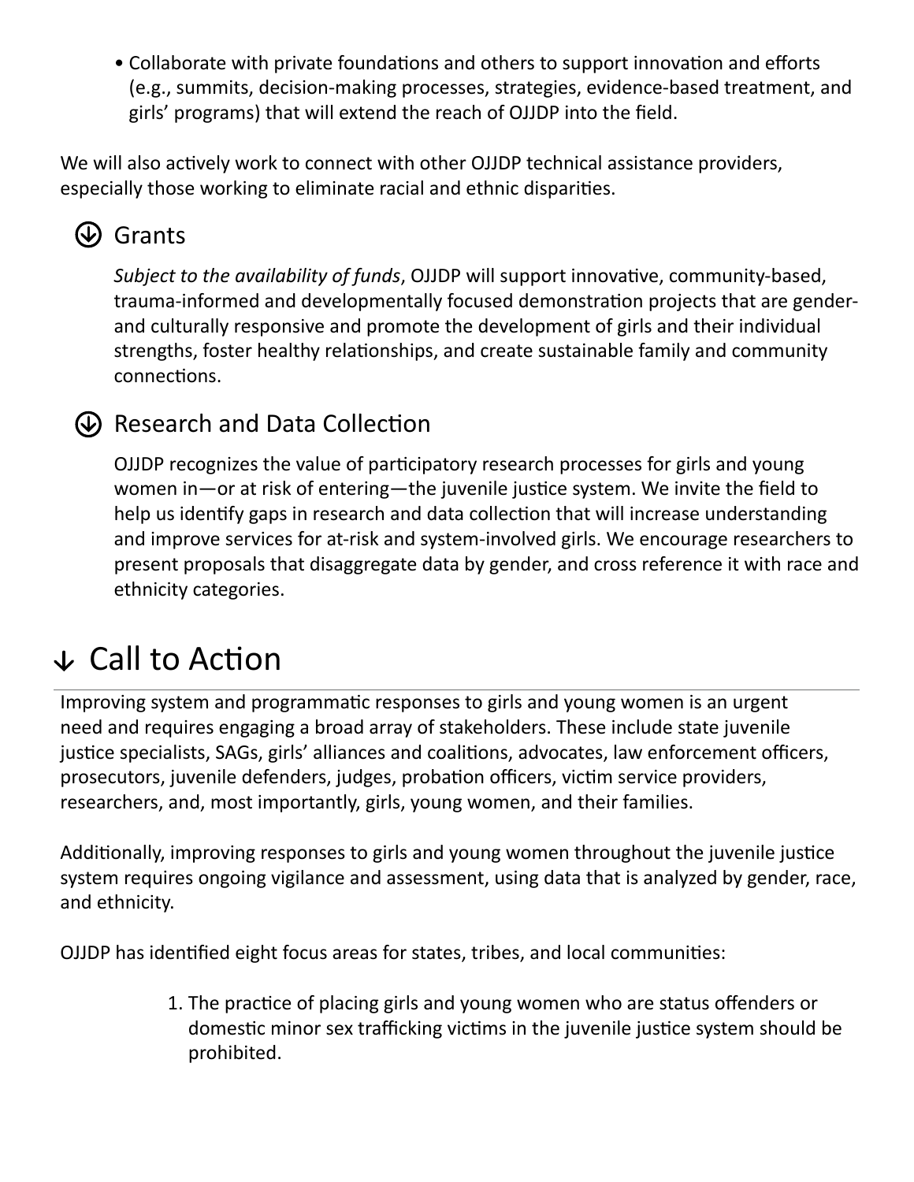- Collaborate with private foundations and others to support innovation and efforts (e.g., summits, decision-making processes, strategies, evidence-based treatment, and girls' programs) that will extend the reach of OJJDP into the field.

We will also actively work to connect with other OJJDP technical assistance providers, especially those working to eliminate racial and ethnic disparities.

### Grants

*Subject to the availability of funds*, OJJDP will support innovative, community-based, trauma-informed and developmentally focused demonstration projects that are gender- and culturally responsive and promote the development of girls and their individual strengths, foster healthy relationships, and create sustainable family and community connections.

### Research and Data Collection

OJJDP recognizes the value of participatory research processes for girls and young women in—or at risk of entering—the juvenile justice system. We invite the field to help us identify gaps in research and data collection that will increase understanding and improve services for at-risk and system-involved girls. We encourage researchers to present proposals that disaggregate data by gender, and cross reference it with race and ethnicity categories.

## Call to Action

Improving system and programmatic responses to girls and young women is an urgent need and requires engaging a broad array of stakeholders. These include state juvenile justice specialists, SAGs, girls' alliances and coalitions, advocates, law enforcement officers, prosecutors, juvenile defenders, judges, probation officers, victim service providers, researchers, and, most importantly, girls, young women, and their families.

Additionally, improving responses to girls and young women throughout the juvenile justice system requires ongoing vigilance and assessment, using data that is analyzed by gender, race, and ethnicity.

OJJDP has identified eight focus areas for states, tribes, and local communities:

1. The practice of placing girls and young women who are status offenders or domestic minor sex trafficking victims in the juvenile justice system should be prohibited.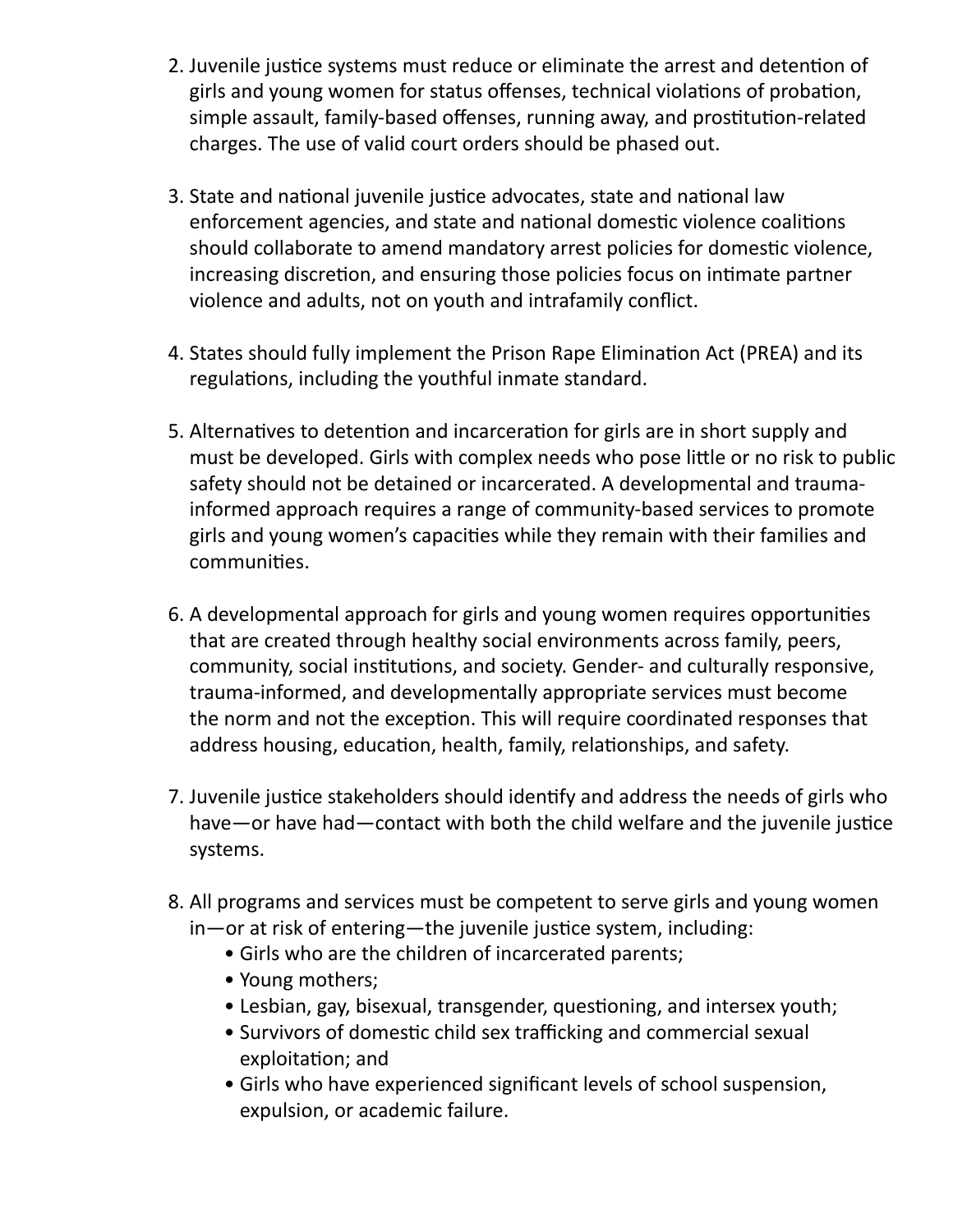2. Juvenile justice systems must reduce or eliminate the arrest and detention of girls and young women for status offenses, technical violations of probation, simple assault, family-based offenses, running away, and prostitution-related charges. The use of valid court orders should be phased out.

3. State and national juvenile justice advocates, state and national law enforcement agencies, and state and national domestic violence coalitions should collaborate to amend mandatory arrest policies for domestic violence, increasing discretion, and ensuring those policies focus on intimate partner violence and adults, not on youth and intrafamily conflict.

4. States should fully implement the Prison Rape Elimination Act (PREA) and its regulations, including the youthful inmate standard.

5. Alternatives to detention and incarceration for girls are in short supply and must be developed. Girls with complex needs who pose little or no risk to public safety should not be detained or incarcerated. A developmental and trauma-informed approach requires a range of community-based services to promote girls and young women's capacities while they remain with their families and communities.

6. A developmental approach for girls and young women requires opportunities that are created through healthy social environments across family, peers, community, social institutions, and society. Gender- and culturally responsive, trauma-informed, and developmentally appropriate services must become the norm and not the exception. This will require coordinated responses that address housing, education, health, family, relationships, and safety.

7. Juvenile justice stakeholders should identify and address the needs of girls who have—or have had—contact with both the child welfare and the juvenile justice systems.

8. All programs and services must be competent to serve girls and young women in—or at risk of entering—the juvenile justice system, including:
   - Girls who are the children of incarcerated parents;
   - Young mothers;
   - Lesbian, gay, bisexual, transgender, questioning, and intersex youth;
   - Survivors of domestic child sex trafficking and commercial sexual exploitation; and
   - Girls who have experienced significant levels of school suspension, expulsion, or academic failure.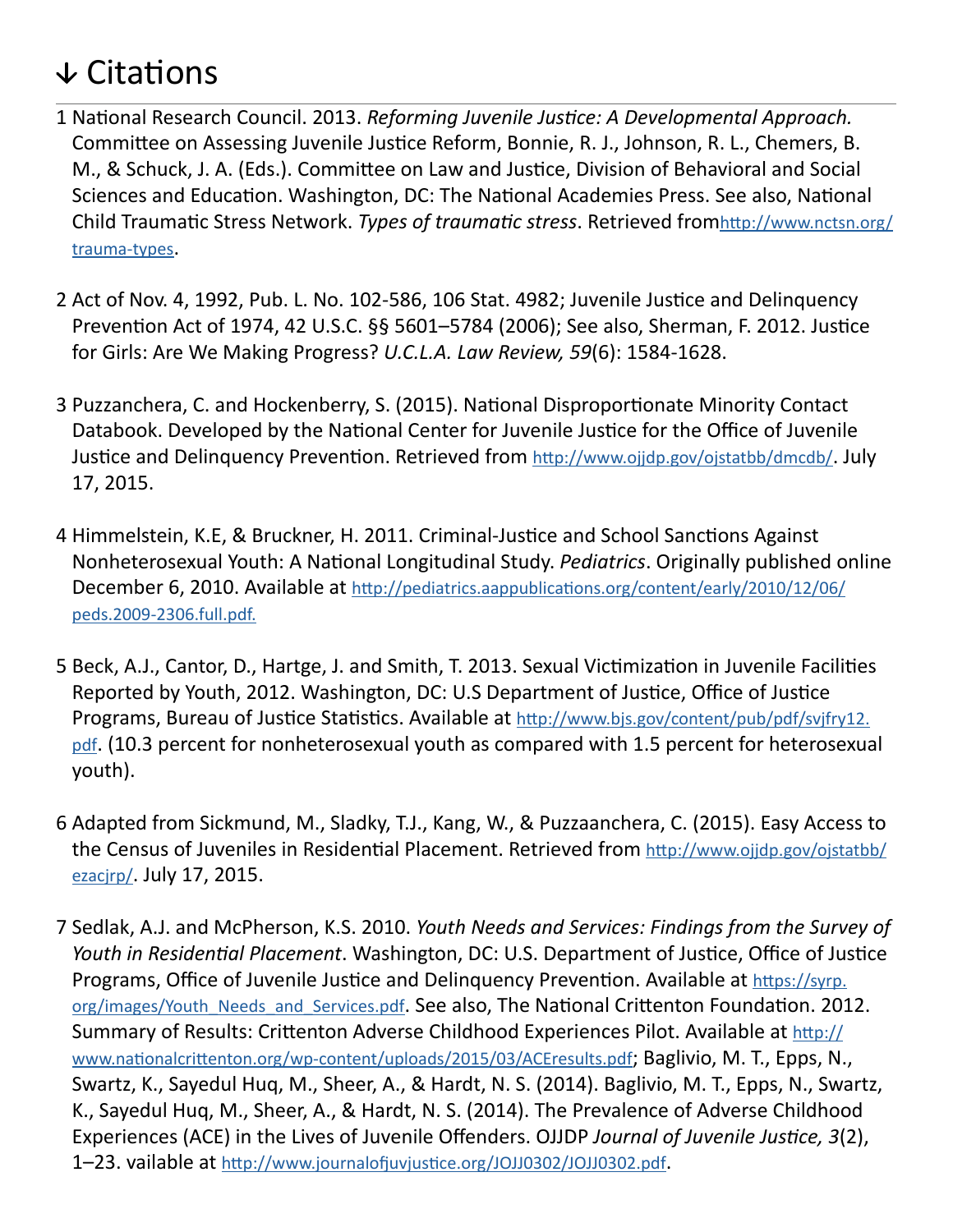# ↓ Citations

1 National Research Council. 2013. *Reforming Juvenile Justice: A Developmental Approach.* Committee on Assessing Juvenile Justice Reform, Bonnie, R. J., Johnson, R. L., Chemers, B. M., & Schuck, J. A. (Eds.). Committee on Law and Justice, Division of Behavioral and Social Sciences and Education. Washington, DC: The National Academies Press. See also, National Child Traumatic Stress Network. *Types of traumatic stress*. Retrieved fromhttp://www.nctsn.org/trauma-types.

2 Act of Nov. 4, 1992, Pub. L. No. 102-586, 106 Stat. 4982; Juvenile Justice and Delinquency Prevention Act of 1974, 42 U.S.C. §§ 5601–5784 (2006); See also, Sherman, F. 2012. Justice for Girls: Are We Making Progress? *U.C.L.A. Law Review, 59*(6): 1584-1628.

3 Puzzanchera, C. and Hockenberry, S. (2015). National Disproportionate Minority Contact Databook. Developed by the National Center for Juvenile Justice for the Office of Juvenile Justice and Delinquency Prevention. Retrieved from http://www.ojjdp.gov/ojstatbb/dmcdb/. July 17, 2015.

4 Himmelstein, K.E, & Bruckner, H. 2011. Criminal-Justice and School Sanctions Against Nonheterosexual Youth: A National Longitudinal Study. *Pediatrics*. Originally published online December 6, 2010. Available at http://pediatrics.aappublications.org/content/early/2010/12/06/peds.2009-2306.full.pdf.

5 Beck, A.J., Cantor, D., Hartge, J. and Smith, T. 2013. Sexual Victimization in Juvenile Facilities Reported by Youth, 2012. Washington, DC: U.S Department of Justice, Office of Justice Programs, Bureau of Justice Statistics. Available at http://www.bjs.gov/content/pub/pdf/svjfry12.pdf. (10.3 percent for nonheterosexual youth as compared with 1.5 percent for heterosexual youth).

6 Adapted from Sickmund, M., Sladky, T.J., Kang, W., & Puzzaanchera, C. (2015). Easy Access to the Census of Juveniles in Residential Placement. Retrieved from http://www.ojjdp.gov/ojstatbb/ezacjrp/. July 17, 2015.

7 Sedlak, A.J. and McPherson, K.S. 2010. *Youth Needs and Services: Findings from the Survey of Youth in Residential Placement*. Washington, DC: U.S. Department of Justice, Office of Justice Programs, Office of Juvenile Justice and Delinquency Prevention. Available at https://syrp.org/images/Youth_Needs_and_Services.pdf. See also, The National Crittenton Foundation. 2012. Summary of Results: Crittenton Adverse Childhood Experiences Pilot. Available at http://www.nationalcrittenton.org/wp-content/uploads/2015/03/ACEresults.pdf; Baglivio, M. T., Epps, N., Swartz, K., Sayedul Huq, M., Sheer, A., & Hardt, N. S. (2014). Baglivio, M. T., Epps, N., Swartz, K., Sayedul Huq, M., Sheer, A., & Hardt, N. S. (2014). The Prevalence of Adverse Childhood Experiences (ACE) in the Lives of Juvenile Offenders. OJJDP *Journal of Juvenile Justice, 3*(2), 1–23. vailable at http://www.journalofjuvjustice.org/JOJJ0302/JOJJ0302.pdf.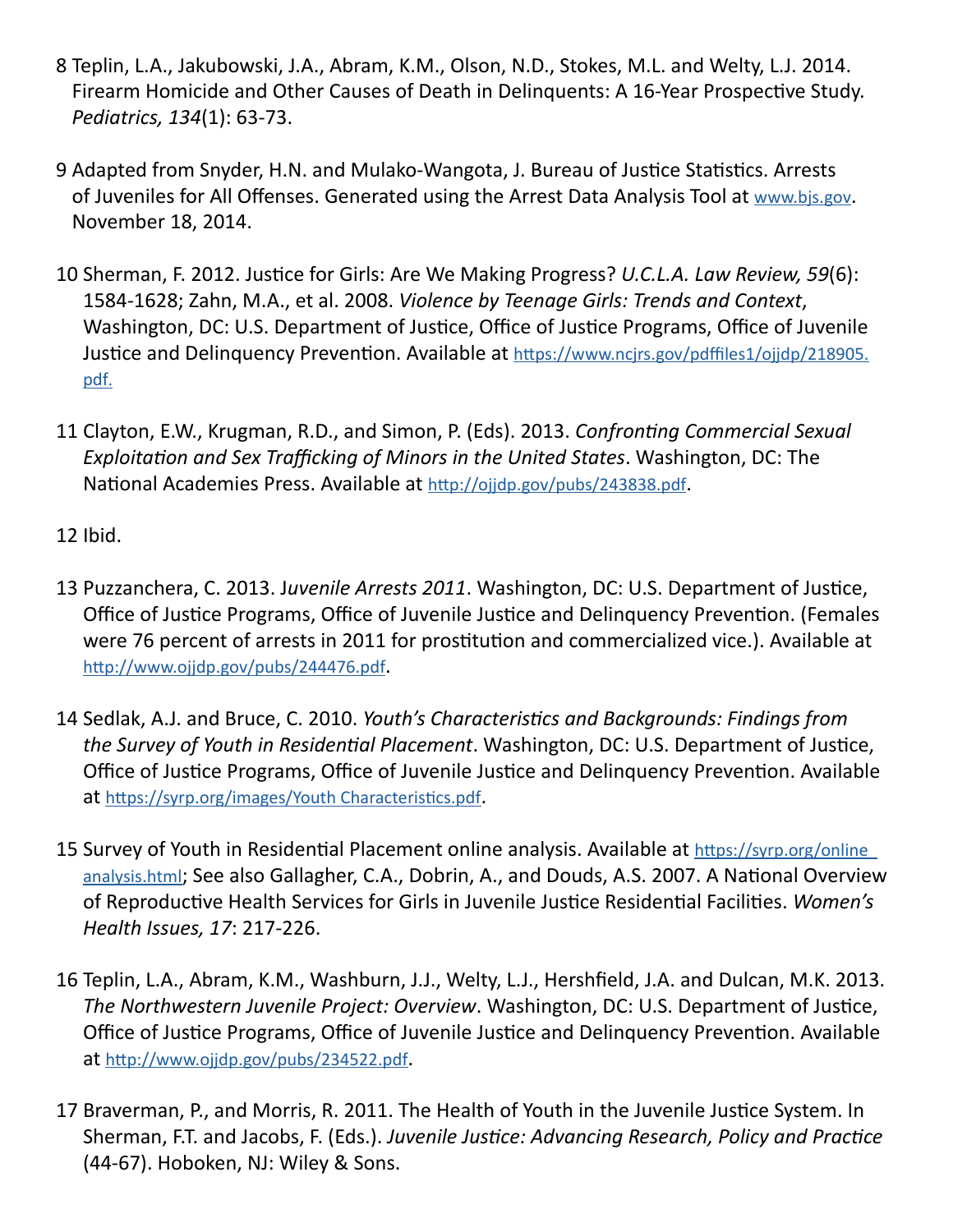8 Teplin, L.A., Jakubowski, J.A., Abram, K.M., Olson, N.D., Stokes, M.L. and Welty, L.J. 2014. Firearm Homicide and Other Causes of Death in Delinquents: A 16-Year Prospective Study. *Pediatrics, 134*(1): 63-73.

9 Adapted from Snyder, H.N. and Mulako-Wangota, J. Bureau of Justice Statistics. Arrests of Juveniles for All Offenses. Generated using the Arrest Data Analysis Tool at www.bjs.gov. November 18, 2014.

10 Sherman, F. 2012. Justice for Girls: Are We Making Progress? *U.C.L.A. Law Review, 59*(6): 1584-1628; Zahn, M.A., et al. 2008. *Violence by Teenage Girls: Trends and Context*, Washington, DC: U.S. Department of Justice, Office of Justice Programs, Office of Juvenile Justice and Delinquency Prevention. Available at https://www.ncjrs.gov/pdffiles1/ojjdp/218905.pdf.

11 Clayton, E.W., Krugman, R.D., and Simon, P. (Eds). 2013. *Confronting Commercial Sexual Exploitation and Sex Trafficking of Minors in the United States*. Washington, DC: The National Academies Press. Available at http://ojjdp.gov/pubs/243838.pdf.

12 Ibid.

13 Puzzanchera, C. 2013. J*uvenile Arrests 2011*. Washington, DC: U.S. Department of Justice, Office of Justice Programs, Office of Juvenile Justice and Delinquency Prevention. (Females were 76 percent of arrests in 2011 for prostitution and commercialized vice.). Available at http://www.ojjdp.gov/pubs/244476.pdf.

14 Sedlak, A.J. and Bruce, C. 2010. *Youth's Characteristics and Backgrounds: Findings from the Survey of Youth in Residential Placement*. Washington, DC: U.S. Department of Justice, Office of Justice Programs, Office of Juvenile Justice and Delinquency Prevention. Available at https://syrp.org/images/Youth Characteristics.pdf.

15 Survey of Youth in Residential Placement online analysis. Available at https://syrp.org/online_analysis.html; See also Gallagher, C.A., Dobrin, A., and Douds, A.S. 2007. A National Overview of Reproductive Health Services for Girls in Juvenile Justice Residential Facilities. *Women's Health Issues, 17*: 217-226.

16 Teplin, L.A., Abram, K.M., Washburn, J.J., Welty, L.J., Hershfield, J.A. and Dulcan, M.K. 2013. *The Northwestern Juvenile Project: Overview*. Washington, DC: U.S. Department of Justice, Office of Justice Programs, Office of Juvenile Justice and Delinquency Prevention. Available at http://www.ojjdp.gov/pubs/234522.pdf.

17 Braverman, P., and Morris, R. 2011. The Health of Youth in the Juvenile Justice System. In Sherman, F.T. and Jacobs, F. (Eds.). *Juvenile Justice: Advancing Research, Policy and Practice* (44-67). Hoboken, NJ: Wiley & Sons.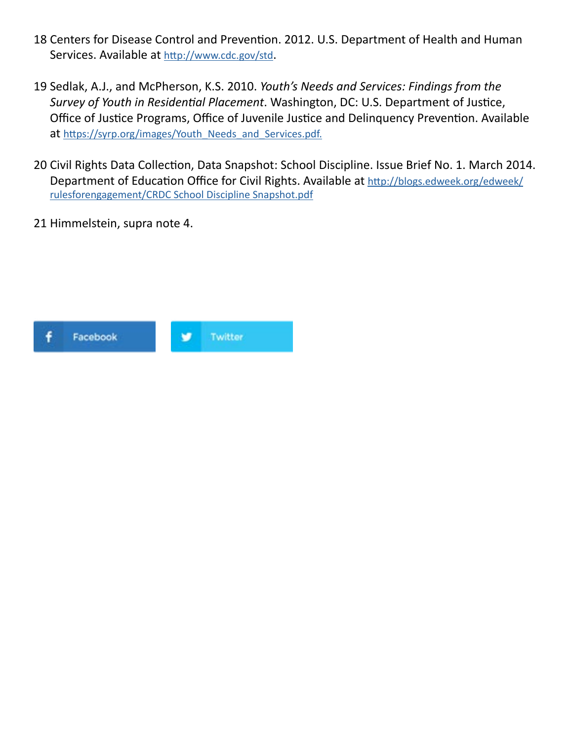18 Centers for Disease Control and Prevention. 2012. U.S. Department of Health and Human Services. Available at http://www.cdc.gov/std.

19 Sedlak, A.J., and McPherson, K.S. 2010. *Youth's Needs and Services: Findings from the Survey of Youth in Residential Placement*. Washington, DC: U.S. Department of Justice, Office of Justice Programs, Office of Juvenile Justice and Delinquency Prevention. Available at https://syrp.org/images/Youth_Needs_and_Services.pdf.

20 Civil Rights Data Collection, Data Snapshot: School Discipline. Issue Brief No. 1. March 2014. Department of Education Office for Civil Rights. Available at http://blogs.edweek.org/edweek/rulesforengagement/CRDC School Discipline Snapshot.pdf

21 Himmelstein, supra note 4.

Facebook Twitter